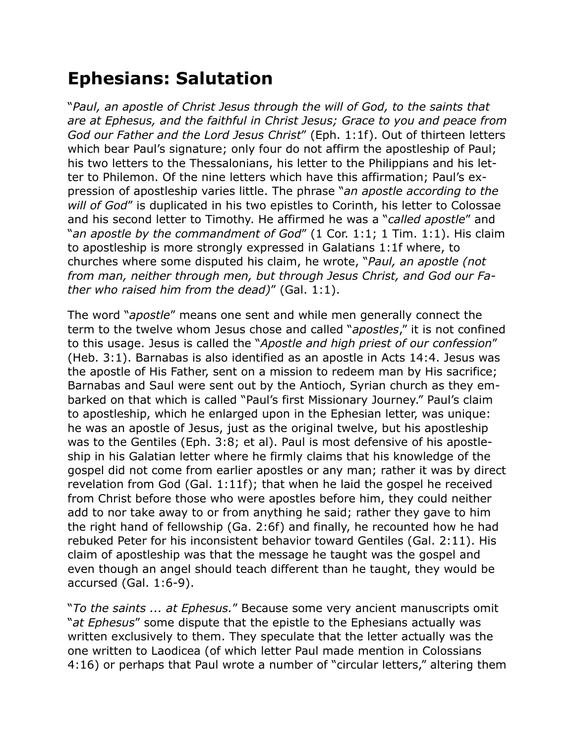## Ephesians: Salutation

"*Paul, an apostle of Christ Jesus through the will of God, to the saints that are at Ephesus, and the faithful in Christ Jesus; Grace to you and peace from God our Father and the Lord Jesus Christ*" (Eph. 1:1f). Out of thirteen letters which bear Paul's signature; only four do not affirm the apostleship of Paul; his two letters to the Thessalonians, his letter to the Philippians and his letter to Philemon. Of the nine letters which have this affirmation; Paul's expression of apostleship varies little. The phrase "*an apostle according to the will of God*" is duplicated in his two epistles to Corinth, his letter to Colossae and his second letter to Timothy. He affirmed he was a "*called apostle*" and "*an apostle by the commandment of God*" (1 Cor. 1:1; 1 Tim. 1:1). His claim to apostleship is more strongly expressed in Galatians 1:1f where, to churches where some disputed his claim, he wrote, "*Paul, an apostle (not from man, neither through men, but through Jesus Christ, and God our Father who raised him from the dead)*" (Gal. 1:1).

The word "*apostle*" means one sent and while men generally connect the term to the twelve whom Jesus chose and called "*apostles*," it is not confined to this usage. Jesus is called the "*Apostle and high priest of our confession*" (Heb. 3:1). Barnabas is also identified as an apostle in Acts 14:4. Jesus was the apostle of His Father, sent on a mission to redeem man by His sacrifice; Barnabas and Saul were sent out by the Antioch, Syrian church as they embarked on that which is called "Paul's first Missionary Journey." Paul's claim to apostleship, which he enlarged upon in the Ephesian letter, was unique: he was an apostle of Jesus, just as the original twelve, but his apostleship was to the Gentiles (Eph. 3:8; et al). Paul is most defensive of his apostleship in his Galatian letter where he firmly claims that his knowledge of the gospel did not come from earlier apostles or any man; rather it was by direct revelation from God (Gal. 1:11f); that when he laid the gospel he received from Christ before those who were apostles before him, they could neither add to nor take away to or from anything he said; rather they gave to him the right hand of fellowship (Ga. 2:6f) and finally, he recounted how he had rebuked Peter for his inconsistent behavior toward Gentiles (Gal. 2:11). His claim of apostleship was that the message he taught was the gospel and even though an angel should teach different than he taught, they would be accursed (Gal. 1:6-9).

"*To the saints ... at Ephesus.*" Because some very ancient manuscripts omit "*at Ephesus*" some dispute that the epistle to the Ephesians actually was written exclusively to them. They speculate that the letter actually was the one written to Laodicea (of which letter Paul made mention in Colossians 4:16) or perhaps that Paul wrote a number of "circular letters," altering them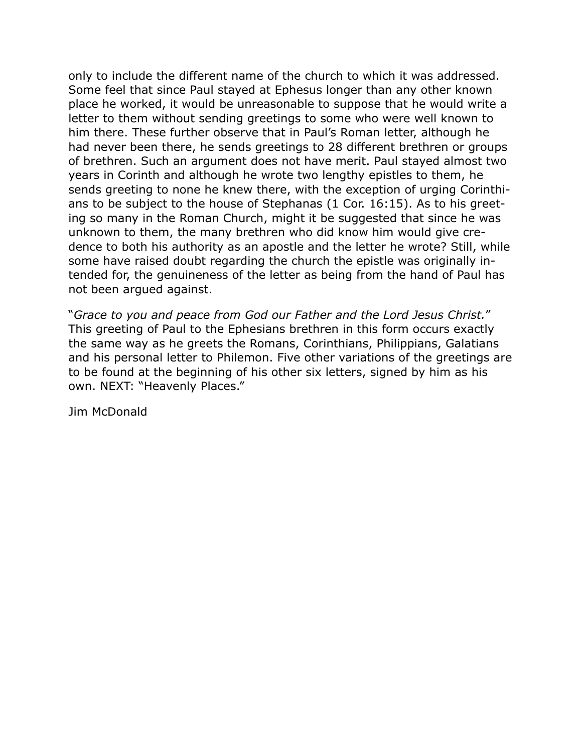only to include the different name of the church to which it was addressed. Some feel that since Paul stayed at Ephesus longer than any other known place he worked, it would be unreasonable to suppose that he would write a letter to them without sending greetings to some who were well known to him there. These further observe that in Paul's Roman letter, although he had never been there, he sends greetings to 28 different brethren or groups of brethren. Such an argument does not have merit. Paul stayed almost two years in Corinth and although he wrote two lengthy epistles to them, he sends greeting to none he knew there, with the exception of urging Corinthians to be subject to the house of Stephanas (1 Cor. 16:15). As to his greeting so many in the Roman Church, might it be suggested that since he was unknown to them, the many brethren who did know him would give credence to both his authority as an apostle and the letter he wrote? Still, while some have raised doubt regarding the church the epistle was originally intended for, the genuineness of the letter as being from the hand of Paul has not been argued against.

"*Grace to you and peace from God our Father and the Lord Jesus Christ.*" This greeting of Paul to the Ephesians brethren in this form occurs exactly the same way as he greets the Romans, Corinthians, Philippians, Galatians and his personal letter to Philemon. Five other variations of the greetings are to be found at the beginning of his other six letters, signed by him as his own. NEXT: "Heavenly Places."

Jim McDonald